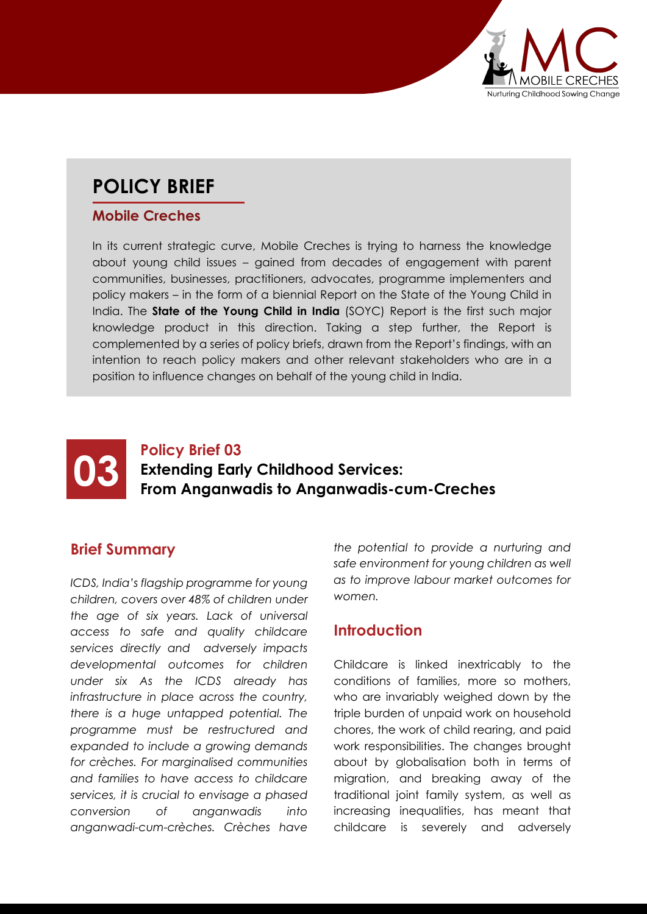# POLICY BRIEF

## Mobile Creches

In its current strategic curve, Mobile Creches is trying to harness the knowledge about young child issues – gained from decades of engagement with parent communities, businesses, practitioners, advocates, programme implementers and policy makers – in the form of a biennial Report on the State of the Young Child in India. The **State of the Young Child in India** (SOYC) Report is the first such major knowledge product in this direction. Taking a step further, the Report is complemented by a series of policy briefs, drawn from the Report's findings, with an intention to reach policy makers and other relevant stakeholders who are in a position to influence changes on behalf of the young child in India.

**03**

## Policy Brief 03
## Extending Early Childhood Services: From Anganwadis to Anganwadis-cum-Creches

## Brief Summary

*ICDS, India's flagship programme for young children, covers over 48% of children under the age of six years. Lack of universal access to safe and quality childcare services directly and adversely impacts developmental outcomes for children under six As the ICDS already has infrastructure in place across the country, there is a huge untapped potential. The programme must be restructured and expanded to include a growing demands for crèches. For marginalised communities and families to have access to childcare services, it is crucial to envisage a phased conversion of anganwadis into anganwadi-cum-crèches. Crèches have the potential to provide a nurturing and safe environment for young children as well as to improve labour market outcomes for women.*

## Introduction

Childcare is linked inextricably to the conditions of families, more so mothers, who are invariably weighed down by the triple burden of unpaid work on household chores, the work of child rearing, and paid work responsibilities. The changes brought about by globalisation both in terms of migration, and breaking away of the traditional joint family system, as well as increasing inequalities, has meant that childcare is severely and adversely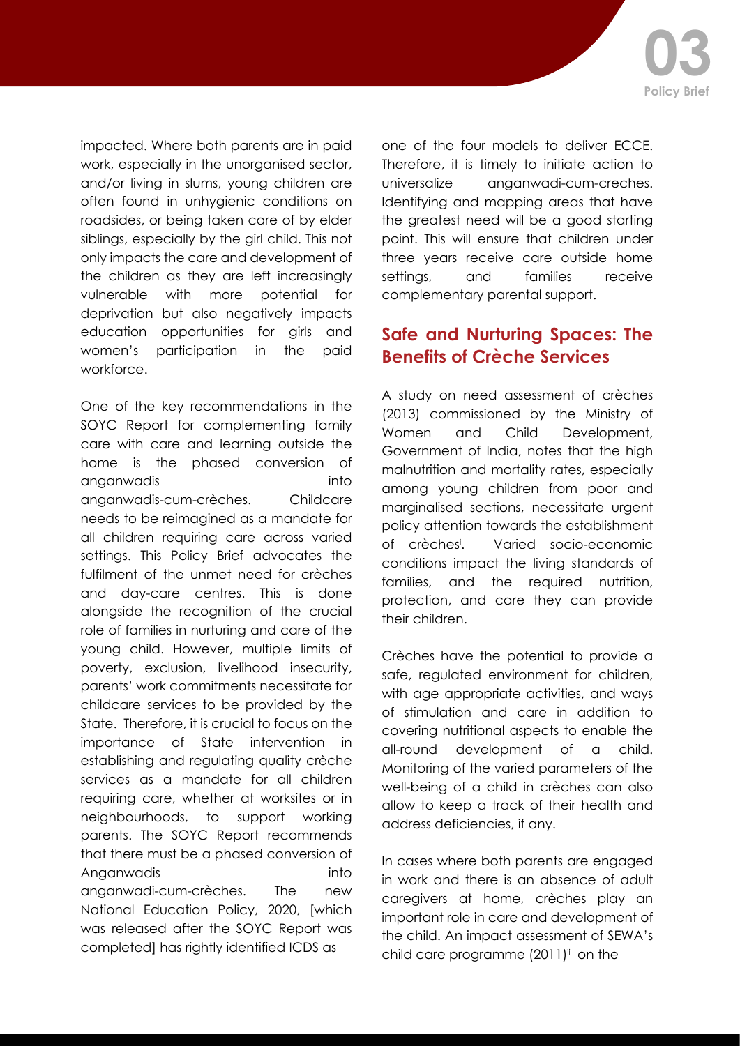impacted. Where both parents are in paid work, especially in the unorganised sector, and/or living in slums, young children are often found in unhygienic conditions on roadsides, or being taken care of by elder siblings, especially by the girl child. This not only impacts the care and development of the children as they are left increasingly vulnerable with more potential for deprivation but also negatively impacts education opportunities for girls and women's participation in the paid workforce.

One of the key recommendations in the SOYC Report for complementing family care with care and learning outside the home is the phased conversion of anganwadis into anganwadis-cum-crèches. Childcare needs to be reimagined as a mandate for all children requiring care across varied settings. This Policy Brief advocates the fulfilment of the unmet need for crèches and day-care centres. This is done alongside the recognition of the crucial role of families in nurturing and care of the young child. However, multiple limits of poverty, exclusion, livelihood insecurity, parents' work commitments necessitate for childcare services to be provided by the State. Therefore, it is crucial to focus on the importance of State intervention in establishing and regulating quality crèche services as a mandate for all children requiring care, whether at worksites or in neighbourhoods, to support working parents. The SOYC Report recommends that there must be a phased conversion of Anganwadis into anganwadi-cum-crèches. The new National Education Policy, 2020, [which was released after the SOYC Report was completed] has rightly identified ICDS as one of the four models to deliver ECCE. Therefore, it is timely to initiate action to universalize anganwadi-cum-creches. Identifying and mapping areas that have the greatest need will be a good starting point. This will ensure that children under three years receive care outside home settings, and families receive complementary parental support.

## Safe and Nurturing Spaces: The Benefits of Crèche Services

A study on need assessment of crèches (2013) commissioned by the Ministry of Women and Child Development, Government of India, notes that the high malnutrition and mortality rates, especially among young children from poor and marginalised sections, necessitate urgent policy attention towards the establishment of crèches[i]. Varied socio-economic conditions impact the living standards of families, and the required nutrition, protection, and care they can provide their children.

Crèches have the potential to provide a safe, regulated environment for children, with age appropriate activities, and ways of stimulation and care in addition to covering nutritional aspects to enable the all-round development of a child. Monitoring of the varied parameters of the well-being of a child in crèches can also allow to keep a track of their health and address deficiencies, if any.

In cases where both parents are engaged in work and there is an absence of adult caregivers at home, crèches play an important role in care and development of the child. An impact assessment of SEWA's child care programme (2011)[ii] on the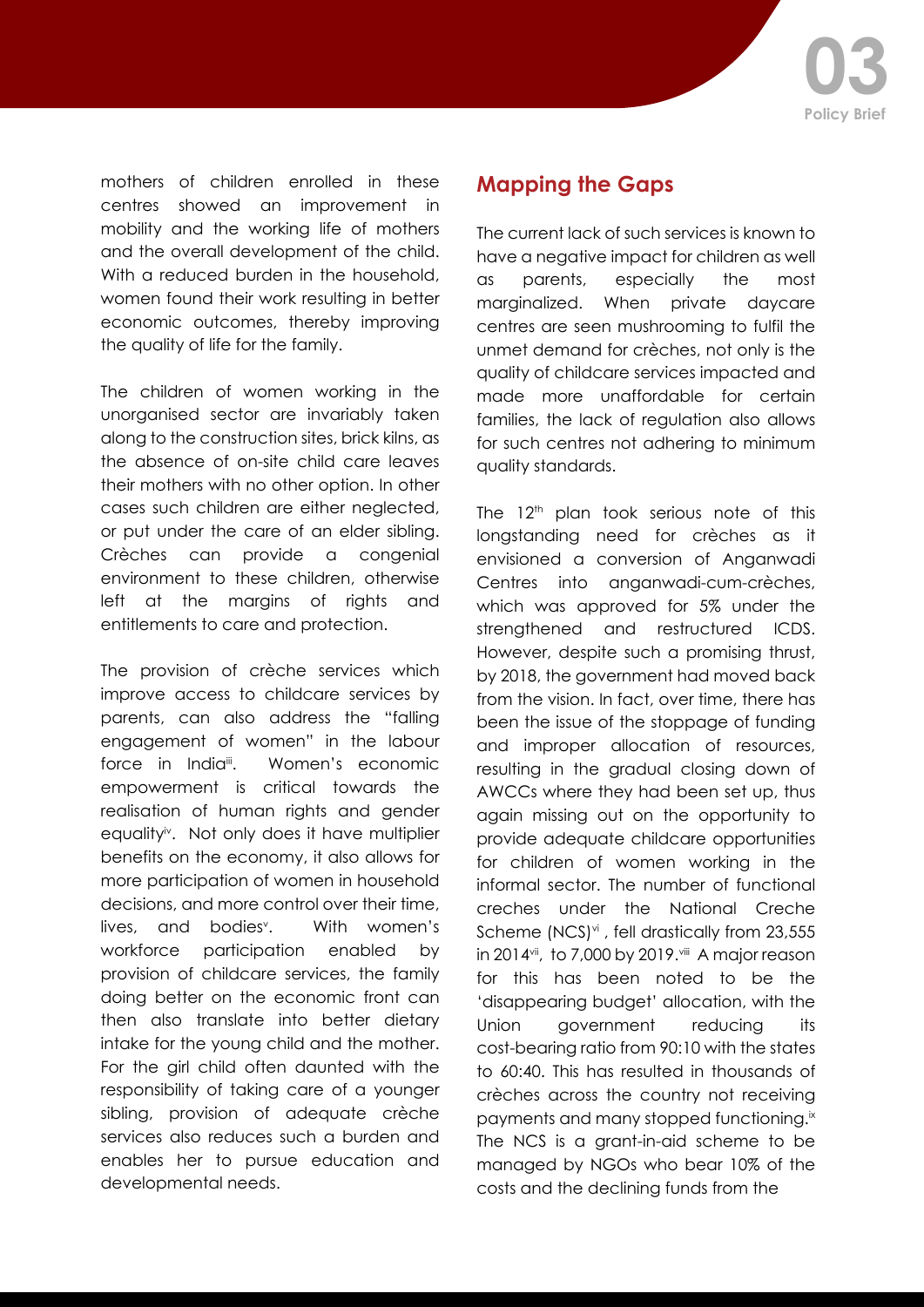mothers of children enrolled in these centres showed an improvement in mobility and the working life of mothers and the overall development of the child. With a reduced burden in the household, women found their work resulting in better economic outcomes, thereby improving the quality of life for the family.

The children of women working in the unorganised sector are invariably taken along to the construction sites, brick kilns, as the absence of on-site child care leaves their mothers with no other option. In other cases such children are either neglected, or put under the care of an elder sibling. Crèches can provide a congenial environment to these children, otherwise left at the margins of rights and entitlements to care and protection.

The provision of crèche services which improve access to childcare services by parents, can also address the "falling engagement of women" in the labour force in India[iii]. Women's economic empowerment is critical towards the realisation of human rights and gender equality[iv]. Not only does it have multiplier benefits on the economy, it also allows for more participation of women in household decisions, and more control over their time, lives, and bodies[v]. With women's workforce participation enabled by provision of childcare services, the family doing better on the economic front can then also translate into better dietary intake for the young child and the mother. For the girl child often daunted with the responsibility of taking care of a younger sibling, provision of adequate crèche services also reduces such a burden and enables her to pursue education and developmental needs.

## Mapping the Gaps

The current lack of such services is known to have a negative impact for children as well as parents, especially the most marginalized. When private daycare centres are seen mushrooming to fulfil the unmet demand for crèches, not only is the quality of childcare services impacted and made more unaffordable for certain families, the lack of regulation also allows for such centres not adhering to minimum quality standards.

The 12th plan took serious note of this longstanding need for crèches as it envisioned a conversion of Anganwadi Centres into anganwadi-cum-crèches, which was approved for 5% under the strengthened and restructured ICDS. However, despite such a promising thrust, by 2018, the government had moved back from the vision. In fact, over time, there has been the issue of the stoppage of funding and improper allocation of resources, resulting in the gradual closing down of AWCCs where they had been set up, thus again missing out on the opportunity to provide adequate childcare opportunities for children of women working in the informal sector. The number of functional creches under the National Creche Scheme (NCS)[vi] , fell drastically from 23,555 in 2014[vii], to 7,000 by 2019.[viii] A major reason for this has been noted to be the 'disappearing budget' allocation, with the Union government reducing its cost-bearing ratio from 90:10 with the states to 60:40. This has resulted in thousands of crèches across the country not receiving payments and many stopped functioning.[ix] The NCS is a grant-in-aid scheme to be managed by NGOs who bear 10% of the costs and the declining funds from the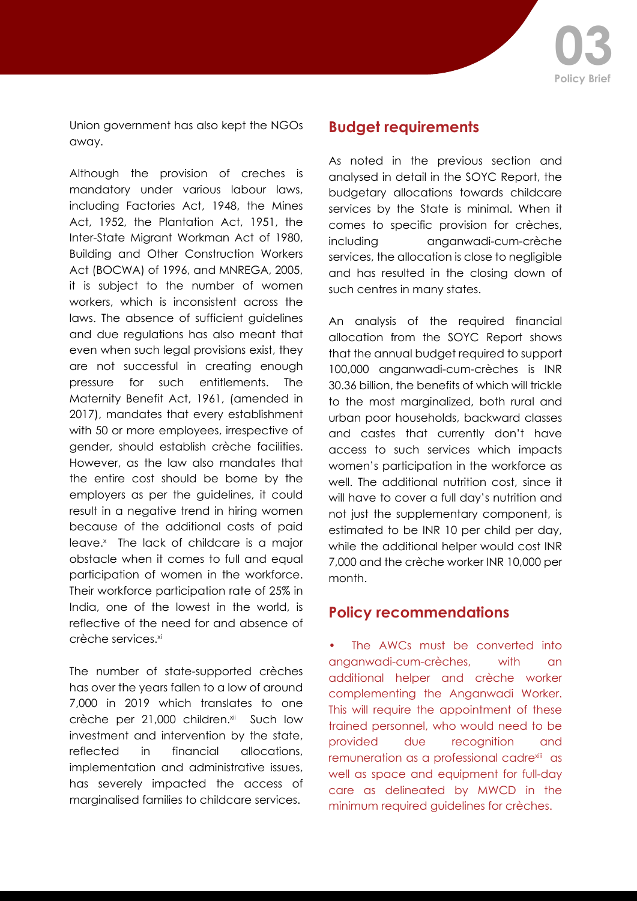Union government has also kept the NGOs away.

Although the provision of creches is mandatory under various labour laws, including Factories Act, 1948, the Mines Act, 1952, the Plantation Act, 1951, the Inter-State Migrant Workman Act of 1980, Building and Other Construction Workers Act (BOCWA) of 1996, and MNREGA, 2005, it is subject to the number of women workers, which is inconsistent across the laws. The absence of sufficient guidelines and due regulations has also meant that even when such legal provisions exist, they are not successful in creating enough pressure for such entitlements. The Maternity Benefit Act, 1961, (amended in 2017), mandates that every establishment with 50 or more employees, irrespective of gender, should establish crèche facilities. However, as the law also mandates that the entire cost should be borne by the employers as per the guidelines, it could result in a negative trend in hiring women because of the additional costs of paid leave.[x] The lack of childcare is a major obstacle when it comes to full and equal participation of women in the workforce. Their workforce participation rate of 25% in India, one of the lowest in the world, is reflective of the need for and absence of crèche services.[xi]

The number of state-supported crèches has over the years fallen to a low of around 7,000 in 2019 which translates to one crèche per 21,000 children.[xii] Such low investment and intervention by the state, reflected in financial allocations, implementation and administrative issues, has severely impacted the access of marginalised families to childcare services.

## Budget requirements

As noted in the previous section and analysed in detail in the SOYC Report, the budgetary allocations towards childcare services by the State is minimal. When it comes to specific provision for crèches, including anganwadi-cum-crèche services, the allocation is close to negligible and has resulted in the closing down of such centres in many states.

An analysis of the required financial allocation from the SOYC Report shows that the annual budget required to support 100,000 anganwadi-cum-crèches is INR 30.36 billion, the benefits of which will trickle to the most marginalized, both rural and urban poor households, backward classes and castes that currently don't have access to such services which impacts women's participation in the workforce as well. The additional nutrition cost, since it will have to cover a full day's nutrition and not just the supplementary component, is estimated to be INR 10 per child per day, while the additional helper would cost INR 7,000 and the crèche worker INR 10,000 per month.

## Policy recommendations

- The AWCs must be converted into anganwadi-cum-crèches, with an additional helper and crèche worker complementing the Anganwadi Worker. This will require the appointment of these trained personnel, who would need to be provided due recognition and remuneration as a professional cadre[xiii] as well as space and equipment for full-day care as delineated by MWCD in the minimum required guidelines for crèches.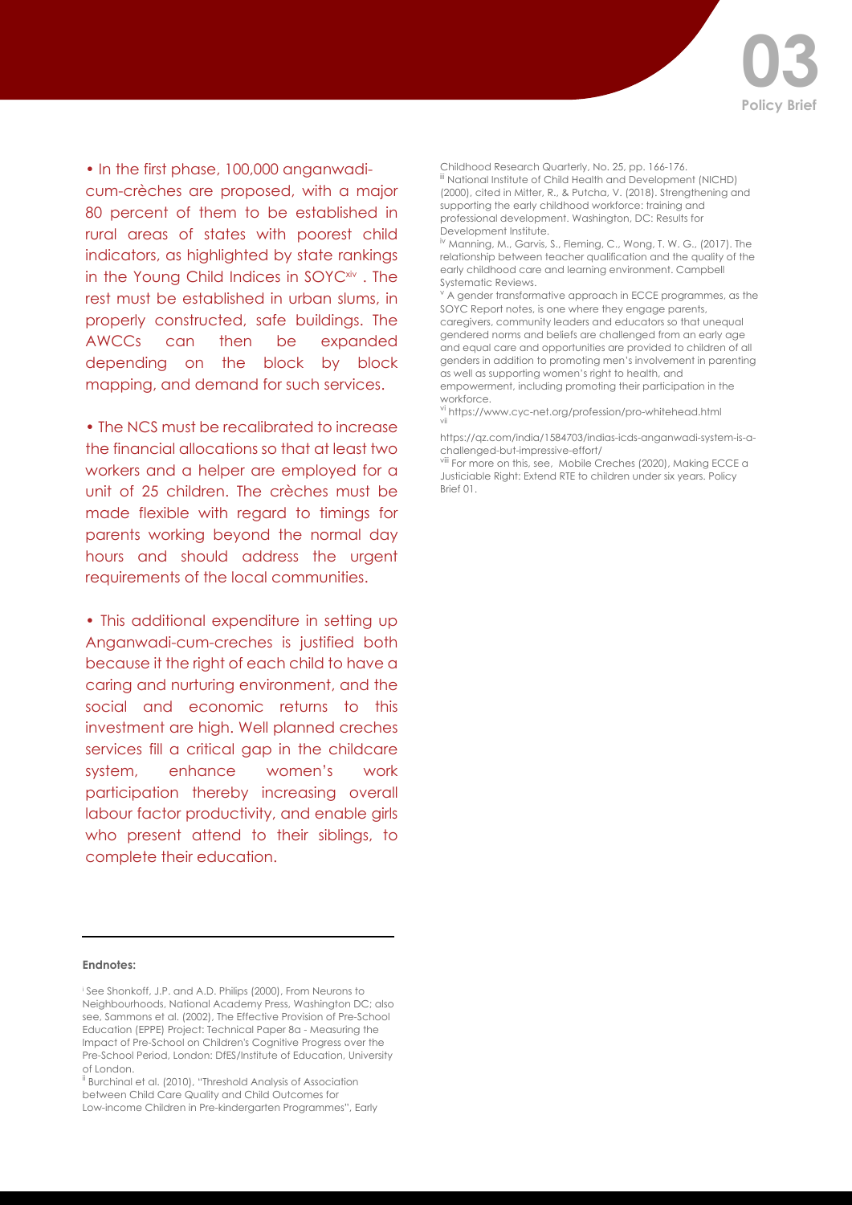• In the first phase, 100,000 anganwadi-cum-crèches are proposed, with a major 80 percent of them to be established in rural areas of states with poorest child indicators, as highlighted by state rankings in the Young Child Indices in SOYC[xiv] . The rest must be established in urban slums, in properly constructed, safe buildings. The AWCCs can then be expanded depending on the block by block mapping, and demand for such services.

• The NCS must be recalibrated to increase the financial allocations so that at least two workers and a helper are employed for a unit of 25 children. The crèches must be made flexible with regard to timings for parents working beyond the normal day hours and should address the urgent requirements of the local communities.

• This additional expenditure in setting up Anganwadi-cum-creches is justified both because it the right of each child to have a caring and nurturing environment, and the social and economic returns to this investment are high. Well planned creches services fill a critical gap in the childcare system, enhance women's work participation thereby increasing overall labour factor productivity, and enable girls who present attend to their siblings, to complete their education.

**Endnotes:**

[i] See Shonkoff, J.P. and A.D. Philips (2000), From Neurons to Neighbourhoods, National Academy Press, Washington DC; also see, Sammons et al. (2002), The Effective Provision of Pre-School Education (EPPE) Project: Technical Paper 8a - Measuring the Impact of Pre-School on Children's Cognitive Progress over the Pre-School Period, London: DfES/Institute of Education, University of London.

[ii] Burchinal et al. (2010), "Threshold Analysis of Association between Child Care Quality and Child Outcomes for Low-income Children in Pre-kindergarten Programmes", Early Childhood Research Quarterly, No. 25, pp. 166-176.

[iii] National Institute of Child Health and Development (NICHD) (2000), cited in Mitter, R., & Putcha, V. (2018). Strengthening and supporting the early childhood workforce: training and professional development. Washington, DC: Results for Development Institute.

[iv] Manning, M., Garvis, S., Fleming, C., Wong, T. W. G., (2017). The relationship between teacher qualification and the quality of the early childhood care and learning environment. Campbell Systematic Reviews.

[v] A gender transformative approach in ECCE programmes, as the SOYC Report notes, is one where they engage parents, caregivers, community leaders and educators so that unequal gendered norms and beliefs are challenged from an early age and equal care and opportunities are provided to children of all genders in addition to promoting men's involvement in parenting as well as supporting women's right to health, and empowerment, including promoting their participation in the workforce.

[vi] https://www.cyc-net.org/profession/pro-whitehead.html

[vii] https://qz.com/india/1584703/indias-icds-anganwadi-system-is-a-challenged-but-impressive-effort/

[viii] For more on this, see, Mobile Creches (2020), Making ECCE a Justiciable Right: Extend RTE to children under six years. Policy Brief 01.